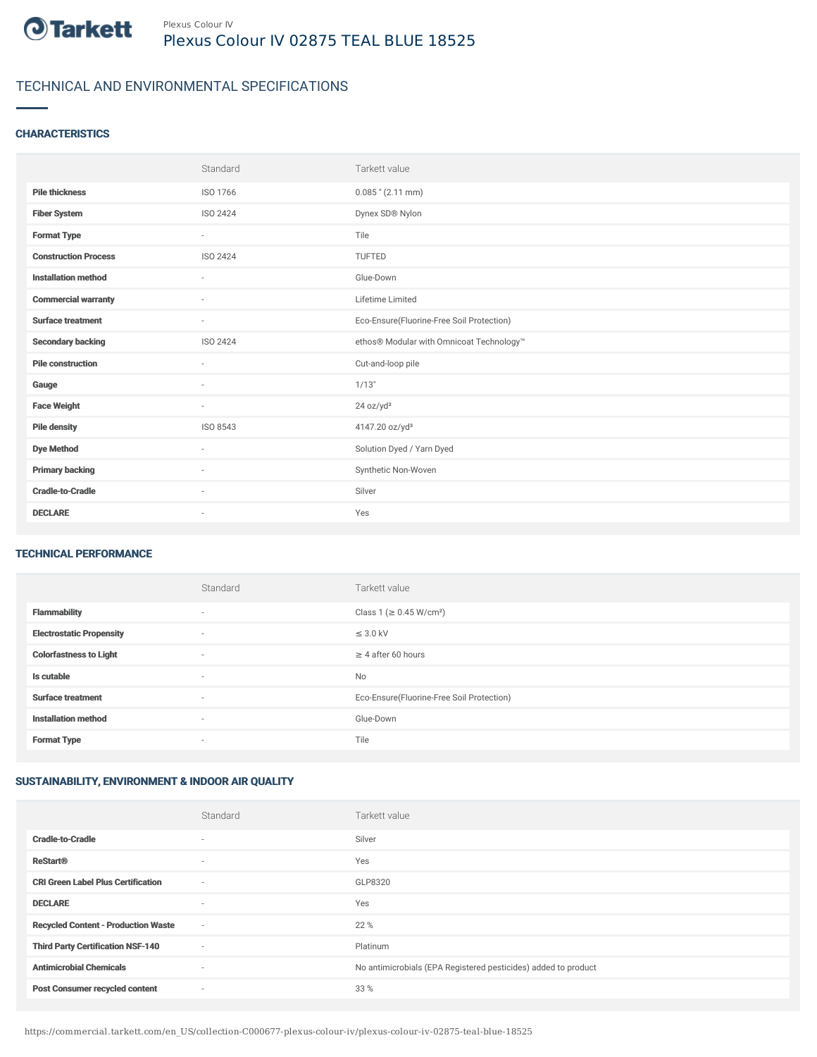Plexus Colour IV

# Plexus Colour IV 02875 TEAL BLUE 18525

## TECHNICAL AND ENVIRONMENTAL SPECIFICATIONS

### CHARACTERISTICS

| | Standard | Tarkett value |
|---|---|---|
| **Pile thickness** | ISO 1766 | 0.085 " (2.11 mm) |
| **Fiber System** | ISO 2424 | Dynex SD® Nylon |
| **Format Type** | - | Tile |
| **Construction Process** | ISO 2424 | TUFTED |
| **Installation method** | - | Glue-Down |
| **Commercial warranty** | - | Lifetime Limited |
| **Surface treatment** | - | Eco-Ensure(Fluorine-Free Soil Protection) |
| **Secondary backing** | ISO 2424 | ethos® Modular with Omnicoat Technology™ |
| **Pile construction** | - | Cut-and-loop pile |
| **Gauge** | - | 1/13" |
| **Face Weight** | - | 24 oz/yd² |
| **Pile density** | ISO 8543 | 4147.20 oz/yd³ |
| **Dye Method** | - | Solution Dyed / Yarn Dyed |
| **Primary backing** | - | Synthetic Non-Woven |
| **Cradle-to-Cradle** | - | Silver |
| **DECLARE** | - | Yes |

### TECHNICAL PERFORMANCE

| | Standard | Tarkett value |
|---|---|---|
| **Flammability** | - | Class 1 (≥ 0.45 W/cm²) |
| **Electrostatic Propensity** | - | ≤ 3.0 kV |
| **Colorfastness to Light** | - | ≥ 4 after 60 hours |
| **Is cutable** | - | No |
| **Surface treatment** | - | Eco-Ensure(Fluorine-Free Soil Protection) |
| **Installation method** | - | Glue-Down |
| **Format Type** | - | Tile |

### SUSTAINABILITY, ENVIRONMENT & INDOOR AIR QUALITY

| | Standard | Tarkett value |
|---|---|---|
| **Cradle-to-Cradle** | - | Silver |
| **ReStart®** | - | Yes |
| **CRI Green Label Plus Certification** | - | GLP8320 |
| **DECLARE** | - | Yes |
| **Recycled Content - Production Waste** | - | 22 % |
| **Third Party Certification NSF-140** | - | Platinum |
| **Antimicrobial Chemicals** | - | No antimicrobials (EPA Registered pesticides) added to product |
| **Post Consumer recycled content** | - | 33 % |

https://commercial.tarkett.com/en_US/collection-C000677-plexus-colour-iv/plexus-colour-iv-02875-teal-blue-18525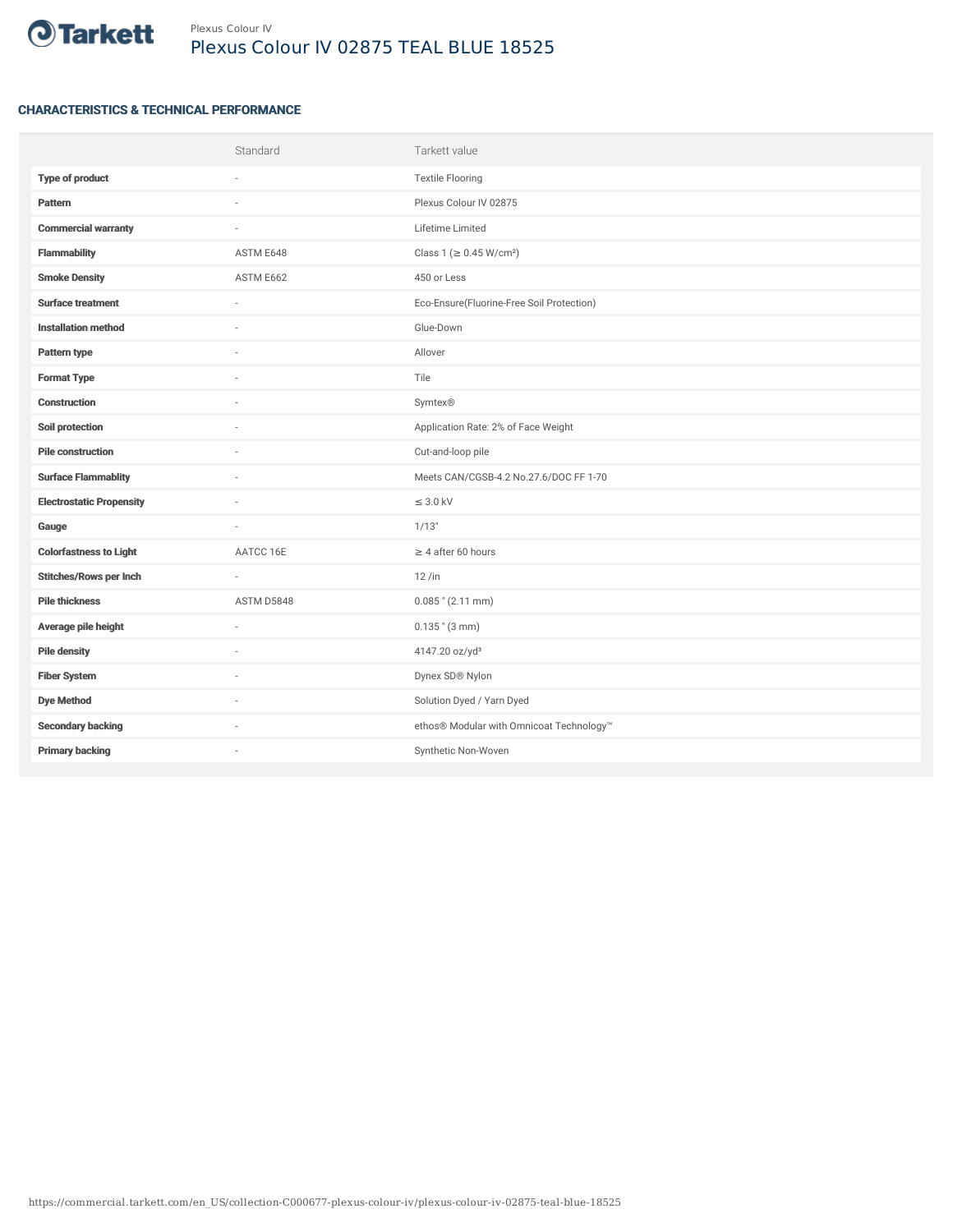Plexus Colour IV

# Plexus Colour IV 02875 TEAL BLUE 18525

## CHARACTERISTICS & TECHNICAL PERFORMANCE

| | Standard | Tarkett value |
|---|---|---|
| **Type of product** | - | Textile Flooring |
| **Pattern** | - | Plexus Colour IV 02875 |
| **Commercial warranty** | - | Lifetime Limited |
| **Flammability** | ASTM E648 | Class 1 (≥ 0.45 W/cm²) |
| **Smoke Density** | ASTM E662 | 450 or Less |
| **Surface treatment** | - | Eco-Ensure(Fluorine-Free Soil Protection) |
| **Installation method** | - | Glue-Down |
| **Pattern type** | - | Allover |
| **Format Type** | - | Tile |
| **Construction** | - | Symtex® |
| **Soil protection** | - | Application Rate: 2% of Face Weight |
| **Pile construction** | - | Cut-and-loop pile |
| **Surface Flammablity** | - | Meets CAN/CGSB-4.2 No.27.6/DOC FF 1-70 |
| **Electrostatic Propensity** | - | ≤ 3.0 kV |
| **Gauge** | - | 1/13" |
| **Colorfastness to Light** | AATCC 16E | ≥ 4 after 60 hours |
| **Stitches/Rows per Inch** | - | 12 /in |
| **Pile thickness** | ASTM D5848 | 0.085 " (2.11 mm) |
| **Average pile height** | - | 0.135 " (3 mm) |
| **Pile density** | - | 4147.20 oz/yd³ |
| **Fiber System** | - | Dynex SD® Nylon |
| **Dye Method** | - | Solution Dyed / Yarn Dyed |
| **Secondary backing** | - | ethos® Modular with Omnicoat Technology™ |
| **Primary backing** | - | Synthetic Non-Woven |